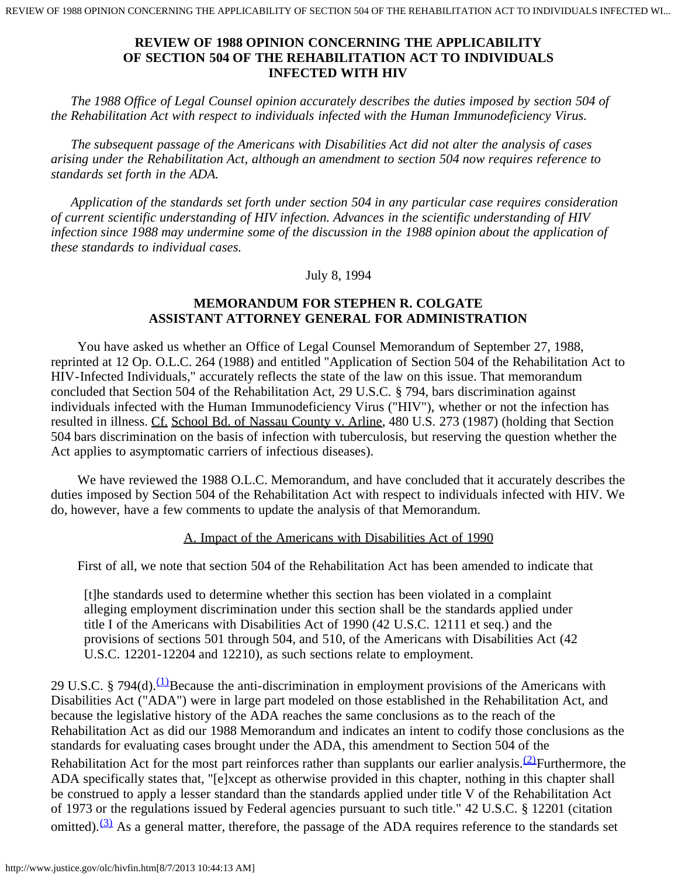# REVIEW OF 1988 OPINION CONCERNING THE APPLICABILITY OF SECTION 504 OF THE REHABILITATION ACT TO INDIVIDUALS INFECTED WITH HIV

*The 1988 Office of Legal Counsel opinion accurately describes the duties imposed by section 504 of the Rehabilitation Act with respect to individuals infected with the Human Immunodeficiency Virus.*

*The subsequent passage of the Americans with Disabilities Act did not alter the analysis of cases arising under the Rehabilitation Act, although an amendment to section 504 now requires reference to standards set forth in the ADA.*

*Application of the standards set forth under section 504 in any particular case requires consideration of current scientific understanding of HIV infection. Advances in the scientific understanding of HIV infection since 1988 may undermine some of the discussion in the 1988 opinion about the application of these standards to individual cases.*

July 8, 1994

## MEMORANDUM FOR STEPHEN R. COLGATE ASSISTANT ATTORNEY GENERAL FOR ADMINISTRATION

You have asked us whether an Office of Legal Counsel Memorandum of September 27, 1988, reprinted at 12 Op. O.L.C. 264 (1988) and entitled "Application of Section 504 of the Rehabilitation Act to HIV-Infected Individuals," accurately reflects the state of the law on this issue. That memorandum concluded that Section 504 of the Rehabilitation Act, 29 U.S.C. § 794, bars discrimination against individuals infected with the Human Immunodeficiency Virus ("HIV"), whether or not the infection has resulted in illness. Cf. School Bd. of Nassau County v. Arline, 480 U.S. 273 (1987) (holding that Section 504 bars discrimination on the basis of infection with tuberculosis, but reserving the question whether the Act applies to asymptomatic carriers of infectious diseases).

We have reviewed the 1988 O.L.C. Memorandum, and have concluded that it accurately describes the duties imposed by Section 504 of the Rehabilitation Act with respect to individuals infected with HIV. We do, however, have a few comments to update the analysis of that Memorandum.

### A. Impact of the Americans with Disabilities Act of 1990

First of all, we note that section 504 of the Rehabilitation Act has been amended to indicate that

> [t]he standards used to determine whether this section has been violated in a complaint alleging employment discrimination under this section shall be the standards applied under title I of the Americans with Disabilities Act of 1990 (42 U.S.C. 12111 et seq.) and the provisions of sections 501 through 504, and 510, of the Americans with Disabilities Act (42 U.S.C. 12201-12204 and 12210), as such sections relate to employment.

29 U.S.C. § 794(d).[(1)] Because the anti-discrimination in employment provisions of the Americans with Disabilities Act ("ADA") were in large part modeled on those established in the Rehabilitation Act, and because the legislative history of the ADA reaches the same conclusions as to the reach of the Rehabilitation Act as did our 1988 Memorandum and indicates an intent to codify those conclusions as the standards for evaluating cases brought under the ADA, this amendment to Section 504 of the Rehabilitation Act for the most part reinforces rather than supplants our earlier analysis.[(2)] Furthermore, the ADA specifically states that, "[e]xcept as otherwise provided in this chapter, nothing in this chapter shall be construed to apply a lesser standard than the standards applied under title V of the Rehabilitation Act of 1973 or the regulations issued by Federal agencies pursuant to such title." 42 U.S.C. § 12201 (citation omitted).[(3)] As a general matter, therefore, the passage of the ADA requires reference to the standards set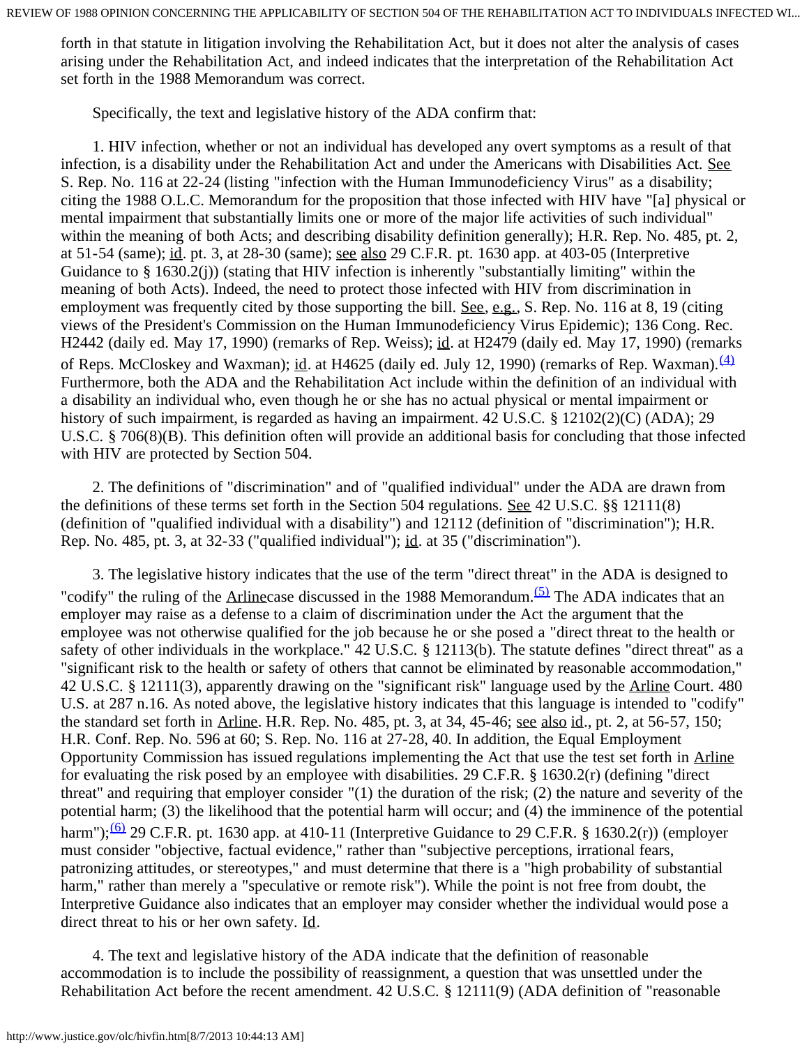forth in that statute in litigation involving the Rehabilitation Act, but it does not alter the analysis of cases arising under the Rehabilitation Act, and indeed indicates that the interpretation of the Rehabilitation Act set forth in the 1988 Memorandum was correct.

Specifically, the text and legislative history of the ADA confirm that:

1. HIV infection, whether or not an individual has developed any overt symptoms as a result of that infection, is a disability under the Rehabilitation Act and under the Americans with Disabilities Act. See S. Rep. No. 116 at 22-24 (listing "infection with the Human Immunodeficiency Virus" as a disability; citing the 1988 O.L.C. Memorandum for the proposition that those infected with HIV have "[a] physical or mental impairment that substantially limits one or more of the major life activities of such individual" within the meaning of both Acts; and describing disability definition generally); H.R. Rep. No. 485, pt. 2, at 51-54 (same); id. pt. 3, at 28-30 (same); see also 29 C.F.R. pt. 1630 app. at 403-05 (Interpretive Guidance to § 1630.2(j)) (stating that HIV infection is inherently "substantially limiting" within the meaning of both Acts). Indeed, the need to protect those infected with HIV from discrimination in employment was frequently cited by those supporting the bill. See, e.g., S. Rep. No. 116 at 8, 19 (citing views of the President's Commission on the Human Immunodeficiency Virus Epidemic); 136 Cong. Rec. H2442 (daily ed. May 17, 1990) (remarks of Rep. Weiss); id. at H2479 (daily ed. May 17, 1990) (remarks of Reps. McCloskey and Waxman); id. at H4625 (daily ed. July 12, 1990) (remarks of Rep. Waxman).[(4)] Furthermore, both the ADA and the Rehabilitation Act include within the definition of an individual with a disability an individual who, even though he or she has no actual physical or mental impairment or history of such impairment, is regarded as having an impairment. 42 U.S.C. § 12102(2)(C) (ADA); 29 U.S.C. § 706(8)(B). This definition often will provide an additional basis for concluding that those infected with HIV are protected by Section 504.

2. The definitions of "discrimination" and of "qualified individual" under the ADA are drawn from the definitions of these terms set forth in the Section 504 regulations. See 42 U.S.C. §§ 12111(8) (definition of "qualified individual with a disability") and 12112 (definition of "discrimination"); H.R. Rep. No. 485, pt. 3, at 32-33 ("qualified individual"); id. at 35 ("discrimination").

3. The legislative history indicates that the use of the term "direct threat" in the ADA is designed to "codify" the ruling of the Arline case discussed in the 1988 Memorandum.[(5)] The ADA indicates that an employer may raise as a defense to a claim of discrimination under the Act the argument that the employee was not otherwise qualified for the job because he or she posed a "direct threat to the health or safety of other individuals in the workplace." 42 U.S.C. § 12113(b). The statute defines "direct threat" as a "significant risk to the health or safety of others that cannot be eliminated by reasonable accommodation," 42 U.S.C. § 12111(3), apparently drawing on the "significant risk" language used by the Arline Court. 480 U.S. at 287 n.16. As noted above, the legislative history indicates that this language is intended to "codify" the standard set forth in Arline. H.R. Rep. No. 485, pt. 3, at 34, 45-46; see also id., pt. 2, at 56-57, 150; H.R. Conf. Rep. No. 596 at 60; S. Rep. No. 116 at 27-28, 40. In addition, the Equal Employment Opportunity Commission has issued regulations implementing the Act that use the test set forth in Arline for evaluating the risk posed by an employee with disabilities. 29 C.F.R. § 1630.2(r) (defining "direct threat" and requiring that employer consider "(1) the duration of the risk; (2) the nature and severity of the potential harm; (3) the likelihood that the potential harm will occur; and (4) the imminence of the potential harm");[(6)] 29 C.F.R. pt. 1630 app. at 410-11 (Interpretive Guidance to 29 C.F.R. § 1630.2(r)) (employer must consider "objective, factual evidence," rather than "subjective perceptions, irrational fears, patronizing attitudes, or stereotypes," and must determine that there is a "high probability of substantial harm," rather than merely a "speculative or remote risk"). While the point is not free from doubt, the Interpretive Guidance also indicates that an employer may consider whether the individual would pose a direct threat to his or her own safety. Id.

4. The text and legislative history of the ADA indicate that the definition of reasonable accommodation is to include the possibility of reassignment, a question that was unsettled under the Rehabilitation Act before the recent amendment. 42 U.S.C. § 12111(9) (ADA definition of "reasonable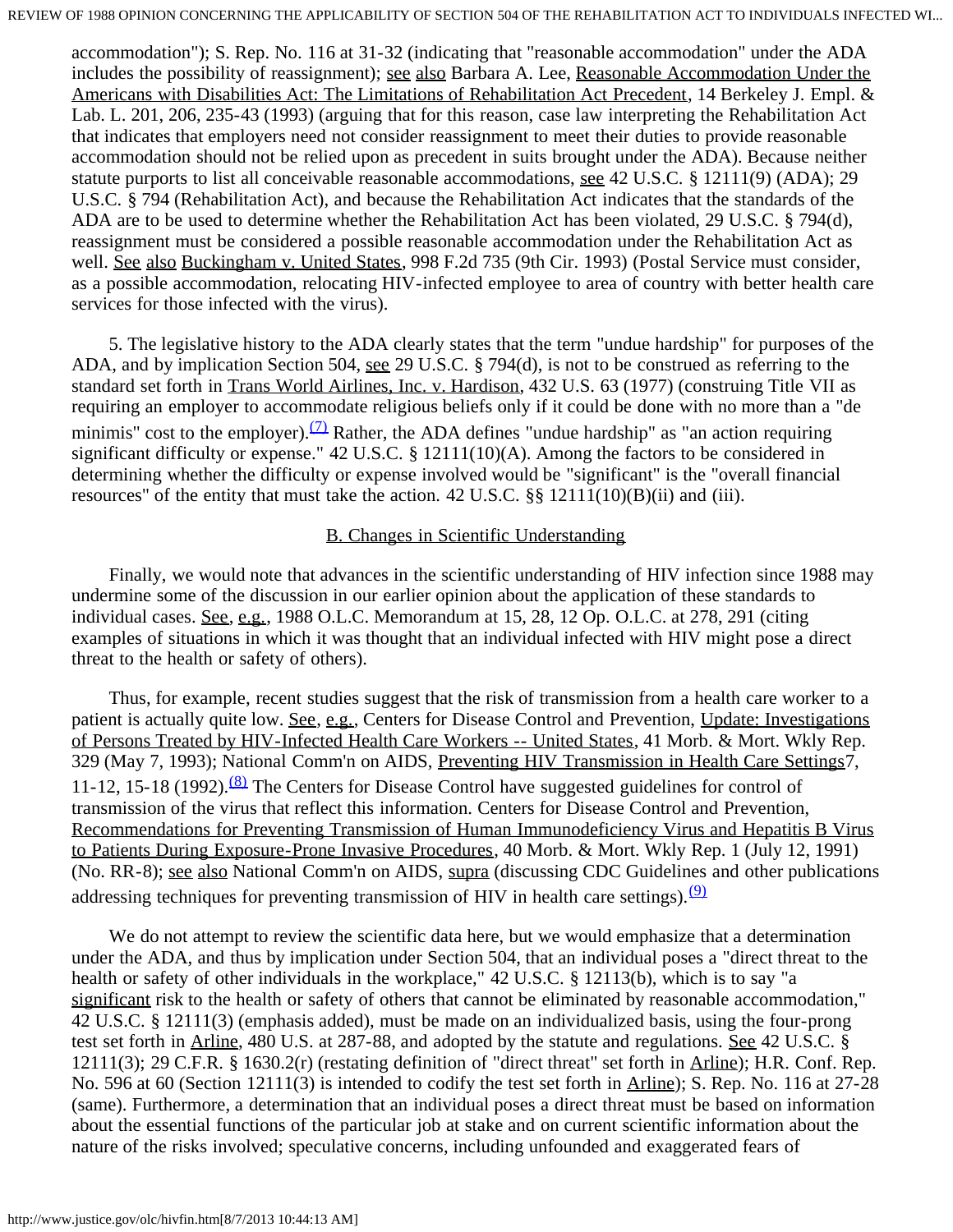accommodation"); S. Rep. No. 116 at 31-32 (indicating that "reasonable accommodation" under the ADA includes the possibility of reassignment); see also Barbara A. Lee, Reasonable Accommodation Under the Americans with Disabilities Act: The Limitations of Rehabilitation Act Precedent, 14 Berkeley J. Empl. & Lab. L. 201, 206, 235-43 (1993) (arguing that for this reason, case law interpreting the Rehabilitation Act that indicates that employers need not consider reassignment to meet their duties to provide reasonable accommodation should not be relied upon as precedent in suits brought under the ADA). Because neither statute purports to list all conceivable reasonable accommodations, see 42 U.S.C. § 12111(9) (ADA); 29 U.S.C. § 794 (Rehabilitation Act), and because the Rehabilitation Act indicates that the standards of the ADA are to be used to determine whether the Rehabilitation Act has been violated, 29 U.S.C. § 794(d), reassignment must be considered a possible reasonable accommodation under the Rehabilitation Act as well. See also Buckingham v. United States, 998 F.2d 735 (9th Cir. 1993) (Postal Service must consider, as a possible accommodation, relocating HIV-infected employee to area of country with better health care services for those infected with the virus).

5. The legislative history to the ADA clearly states that the term "undue hardship" for purposes of the ADA, and by implication Section 504, see 29 U.S.C. § 794(d), is not to be construed as referring to the standard set forth in Trans World Airlines, Inc. v. Hardison, 432 U.S. 63 (1977) (construing Title VII as requiring an employer to accommodate religious beliefs only if it could be done with no more than a "de minimis" cost to the employer).[(7)] Rather, the ADA defines "undue hardship" as "an action requiring significant difficulty or expense." 42 U.S.C. § 12111(10)(A). Among the factors to be considered in determining whether the difficulty or expense involved would be "significant" is the "overall financial resources" of the entity that must take the action. 42 U.S.C. §§ 12111(10)(B)(ii) and (iii).

## B. Changes in Scientific Understanding

Finally, we would note that advances in the scientific understanding of HIV infection since 1988 may undermine some of the discussion in our earlier opinion about the application of these standards to individual cases. See, e.g., 1988 O.L.C. Memorandum at 15, 28, 12 Op. O.L.C. at 278, 291 (citing examples of situations in which it was thought that an individual infected with HIV might pose a direct threat to the health or safety of others).

Thus, for example, recent studies suggest that the risk of transmission from a health care worker to a patient is actually quite low. See, e.g., Centers for Disease Control and Prevention, Update: Investigations of Persons Treated by HIV-Infected Health Care Workers -- United States, 41 Morb. & Mort. Wkly Rep. 329 (May 7, 1993); National Comm'n on AIDS, Preventing HIV Transmission in Health Care Settings7, 11-12, 15-18 (1992).[(8)] The Centers for Disease Control have suggested guidelines for control of transmission of the virus that reflect this information. Centers for Disease Control and Prevention, Recommendations for Preventing Transmission of Human Immunodeficiency Virus and Hepatitis B Virus to Patients During Exposure-Prone Invasive Procedures, 40 Morb. & Mort. Wkly Rep. 1 (July 12, 1991) (No. RR-8); see also National Comm'n on AIDS, supra (discussing CDC Guidelines and other publications addressing techniques for preventing transmission of HIV in health care settings).[(9)]

We do not attempt to review the scientific data here, but we would emphasize that a determination under the ADA, and thus by implication under Section 504, that an individual poses a "direct threat to the health or safety of other individuals in the workplace," 42 U.S.C. § 12113(b), which is to say "a significant risk to the health or safety of others that cannot be eliminated by reasonable accommodation," 42 U.S.C. § 12111(3) (emphasis added), must be made on an individualized basis, using the four-prong test set forth in Arline, 480 U.S. at 287-88, and adopted by the statute and regulations. See 42 U.S.C. § 12111(3); 29 C.F.R. § 1630.2(r) (restating definition of "direct threat" set forth in Arline); H.R. Conf. Rep. No. 596 at 60 (Section 12111(3) is intended to codify the test set forth in Arline); S. Rep. No. 116 at 27-28 (same). Furthermore, a determination that an individual poses a direct threat must be based on information about the essential functions of the particular job at stake and on current scientific information about the nature of the risks involved; speculative concerns, including unfounded and exaggerated fears of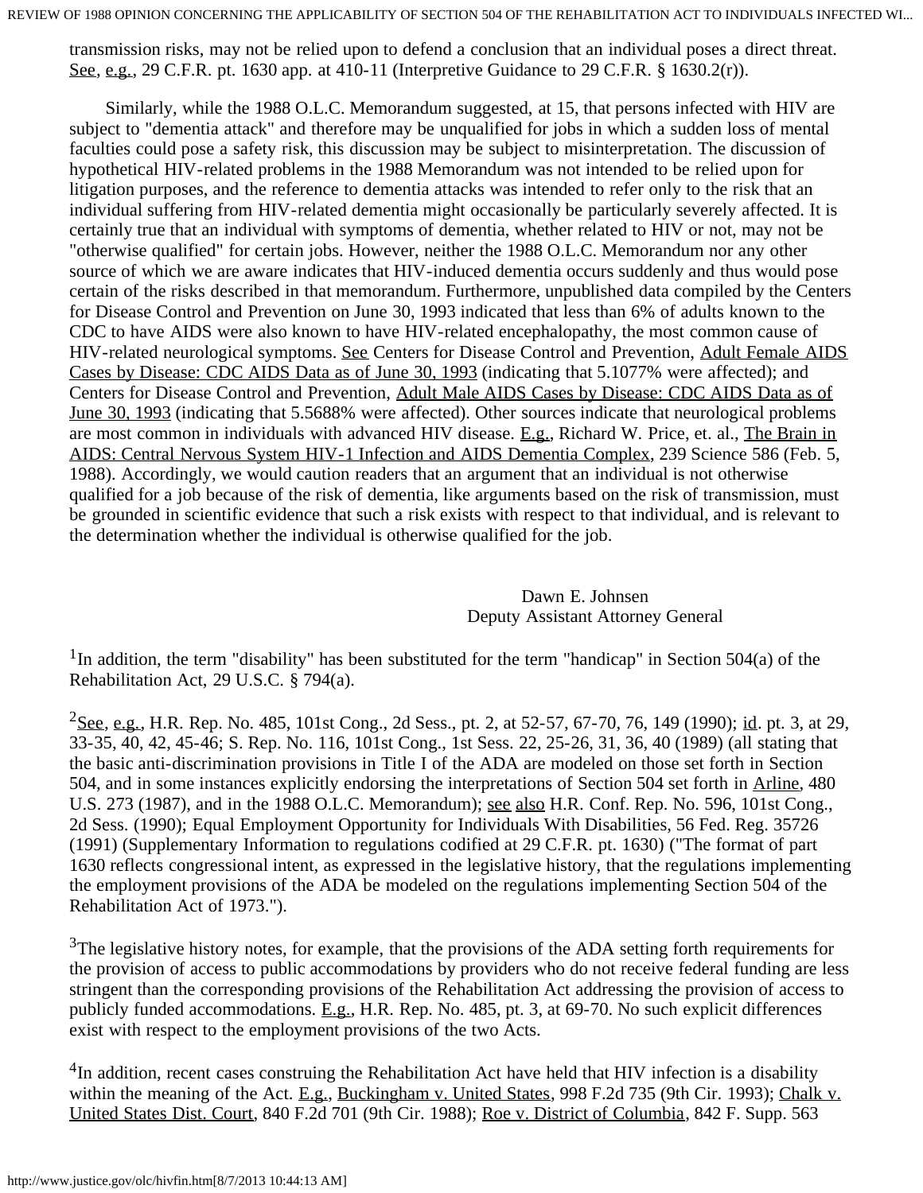transmission risks, may not be relied upon to defend a conclusion that an individual poses a direct threat. See, e.g., 29 C.F.R. pt. 1630 app. at 410-11 (Interpretive Guidance to 29 C.F.R. § 1630.2(r)).

Similarly, while the 1988 O.L.C. Memorandum suggested, at 15, that persons infected with HIV are subject to "dementia attack" and therefore may be unqualified for jobs in which a sudden loss of mental faculties could pose a safety risk, this discussion may be subject to misinterpretation. The discussion of hypothetical HIV-related problems in the 1988 Memorandum was not intended to be relied upon for litigation purposes, and the reference to dementia attacks was intended to refer only to the risk that an individual suffering from HIV-related dementia might occasionally be particularly severely affected. It is certainly true that an individual with symptoms of dementia, whether related to HIV or not, may not be "otherwise qualified" for certain jobs. However, neither the 1988 O.L.C. Memorandum nor any other source of which we are aware indicates that HIV-induced dementia occurs suddenly and thus would pose certain of the risks described in that memorandum. Furthermore, unpublished data compiled by the Centers for Disease Control and Prevention on June 30, 1993 indicated that less than 6% of adults known to the CDC to have AIDS were also known to have HIV-related encephalopathy, the most common cause of HIV-related neurological symptoms. See Centers for Disease Control and Prevention, Adult Female AIDS Cases by Disease: CDC AIDS Data as of June 30, 1993 (indicating that 5.1077% were affected); and Centers for Disease Control and Prevention, Adult Male AIDS Cases by Disease: CDC AIDS Data as of June 30, 1993 (indicating that 5.5688% were affected). Other sources indicate that neurological problems are most common in individuals with advanced HIV disease. E.g., Richard W. Price, et. al., The Brain in AIDS: Central Nervous System HIV-1 Infection and AIDS Dementia Complex, 239 Science 586 (Feb. 5, 1988). Accordingly, we would caution readers that an argument that an individual is not otherwise qualified for a job because of the risk of dementia, like arguments based on the risk of transmission, must be grounded in scientific evidence that such a risk exists with respect to that individual, and is relevant to the determination whether the individual is otherwise qualified for the job.

Dawn E. Johnsen
Deputy Assistant Attorney General

[1]In addition, the term "disability" has been substituted for the term "handicap" in Section 504(a) of the Rehabilitation Act, 29 U.S.C. § 794(a).

[2]See, e.g., H.R. Rep. No. 485, 101st Cong., 2d Sess., pt. 2, at 52-57, 67-70, 76, 149 (1990); id. pt. 3, at 29, 33-35, 40, 42, 45-46; S. Rep. No. 116, 101st Cong., 1st Sess. 22, 25-26, 31, 36, 40 (1989) (all stating that the basic anti-discrimination provisions in Title I of the ADA are modeled on those set forth in Section 504, and in some instances explicitly endorsing the interpretations of Section 504 set forth in Arline, 480 U.S. 273 (1987), and in the 1988 O.L.C. Memorandum); see also H.R. Conf. Rep. No. 596, 101st Cong., 2d Sess. (1990); Equal Employment Opportunity for Individuals With Disabilities, 56 Fed. Reg. 35726 (1991) (Supplementary Information to regulations codified at 29 C.F.R. pt. 1630) ("The format of part 1630 reflects congressional intent, as expressed in the legislative history, that the regulations implementing the employment provisions of the ADA be modeled on the regulations implementing Section 504 of the Rehabilitation Act of 1973.").

[3]The legislative history notes, for example, that the provisions of the ADA setting forth requirements for the provision of access to public accommodations by providers who do not receive federal funding are less stringent than the corresponding provisions of the Rehabilitation Act addressing the provision of access to publicly funded accommodations. E.g., H.R. Rep. No. 485, pt. 3, at 69-70. No such explicit differences exist with respect to the employment provisions of the two Acts.

[4]In addition, recent cases construing the Rehabilitation Act have held that HIV infection is a disability within the meaning of the Act. E.g., Buckingham v. United States, 998 F.2d 735 (9th Cir. 1993); Chalk v. United States Dist. Court, 840 F.2d 701 (9th Cir. 1988); Roe v. District of Columbia, 842 F. Supp. 563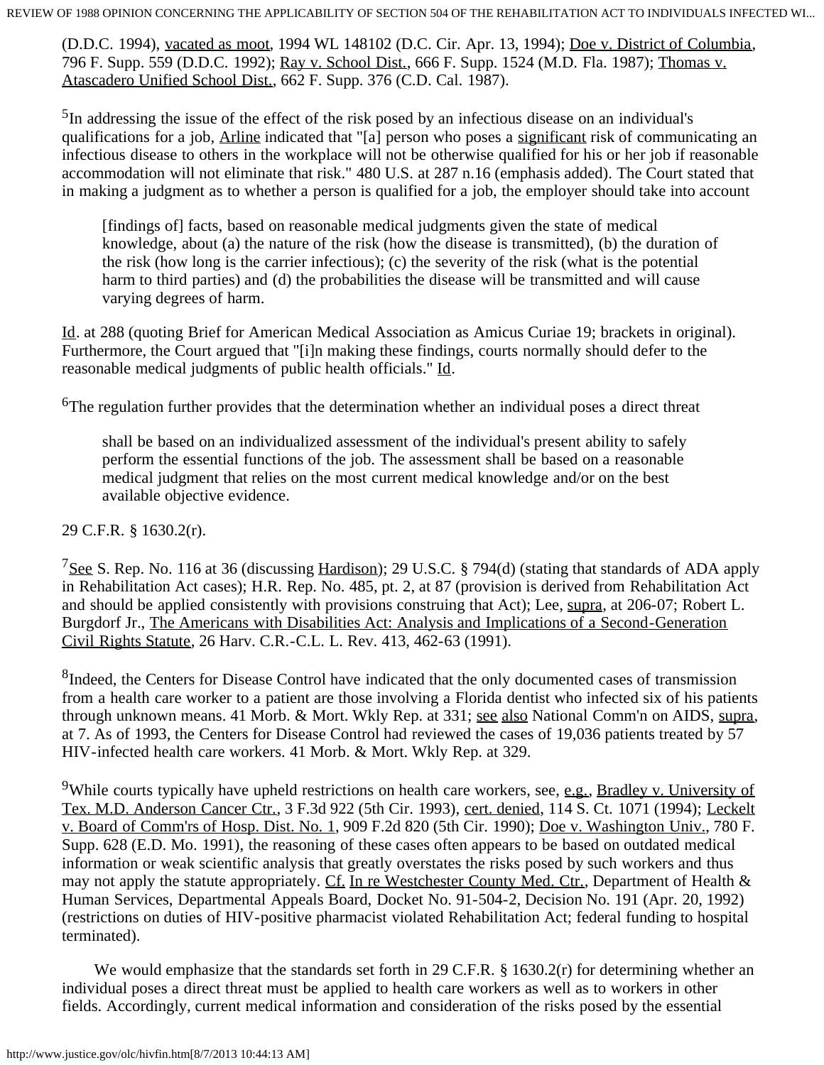(D.D.C. 1994), vacated as moot, 1994 WL 148102 (D.C. Cir. Apr. 13, 1994); Doe v. District of Columbia, 796 F. Supp. 559 (D.D.C. 1992); Ray v. School Dist., 666 F. Supp. 1524 (M.D. Fla. 1987); Thomas v. Atascadero Unified School Dist., 662 F. Supp. 376 (C.D. Cal. 1987).

[5]In addressing the issue of the effect of the risk posed by an infectious disease on an individual's qualifications for a job, Arline indicated that "[a] person who poses a significant risk of communicating an infectious disease to others in the workplace will not be otherwise qualified for his or her job if reasonable accommodation will not eliminate that risk." 480 U.S. at 287 n.16 (emphasis added). The Court stated that in making a judgment as to whether a person is qualified for a job, the employer should take into account

> [findings of] facts, based on reasonable medical judgments given the state of medical knowledge, about (a) the nature of the risk (how the disease is transmitted), (b) the duration of the risk (how long is the carrier infectious); (c) the severity of the risk (what is the potential harm to third parties) and (d) the probabilities the disease will be transmitted and will cause varying degrees of harm.

Id. at 288 (quoting Brief for American Medical Association as Amicus Curiae 19; brackets in original). Furthermore, the Court argued that "[i]n making these findings, courts normally should defer to the reasonable medical judgments of public health officials." Id.

[6]The regulation further provides that the determination whether an individual poses a direct threat

> shall be based on an individualized assessment of the individual's present ability to safely perform the essential functions of the job. The assessment shall be based on a reasonable medical judgment that relies on the most current medical knowledge and/or on the best available objective evidence.

29 C.F.R. § 1630.2(r).

[7]See S. Rep. No. 116 at 36 (discussing Hardison); 29 U.S.C. § 794(d) (stating that standards of ADA apply in Rehabilitation Act cases); H.R. Rep. No. 485, pt. 2, at 87 (provision is derived from Rehabilitation Act and should be applied consistently with provisions construing that Act); Lee, supra, at 206-07; Robert L. Burgdorf Jr., The Americans with Disabilities Act: Analysis and Implications of a Second-Generation Civil Rights Statute, 26 Harv. C.R.-C.L. L. Rev. 413, 462-63 (1991).

[8]Indeed, the Centers for Disease Control have indicated that the only documented cases of transmission from a health care worker to a patient are those involving a Florida dentist who infected six of his patients through unknown means. 41 Morb. & Mort. Wkly Rep. at 331; see also National Comm'n on AIDS, supra, at 7. As of 1993, the Centers for Disease Control had reviewed the cases of 19,036 patients treated by 57 HIV-infected health care workers. 41 Morb. & Mort. Wkly Rep. at 329.

[9]While courts typically have upheld restrictions on health care workers, see, e.g., Bradley v. University of Tex. M.D. Anderson Cancer Ctr., 3 F.3d 922 (5th Cir. 1993), cert. denied, 114 S. Ct. 1071 (1994); Leckelt v. Board of Comm'rs of Hosp. Dist. No. 1, 909 F.2d 820 (5th Cir. 1990); Doe v. Washington Univ., 780 F. Supp. 628 (E.D. Mo. 1991), the reasoning of these cases often appears to be based on outdated medical information or weak scientific analysis that greatly overstates the risks posed by such workers and thus may not apply the statute appropriately. Cf. In re Westchester County Med. Ctr., Department of Health & Human Services, Departmental Appeals Board, Docket No. 91-504-2, Decision No. 191 (Apr. 20, 1992) (restrictions on duties of HIV-positive pharmacist violated Rehabilitation Act; federal funding to hospital terminated).

We would emphasize that the standards set forth in 29 C.F.R. § 1630.2(r) for determining whether an individual poses a direct threat must be applied to health care workers as well as to workers in other fields. Accordingly, current medical information and consideration of the risks posed by the essential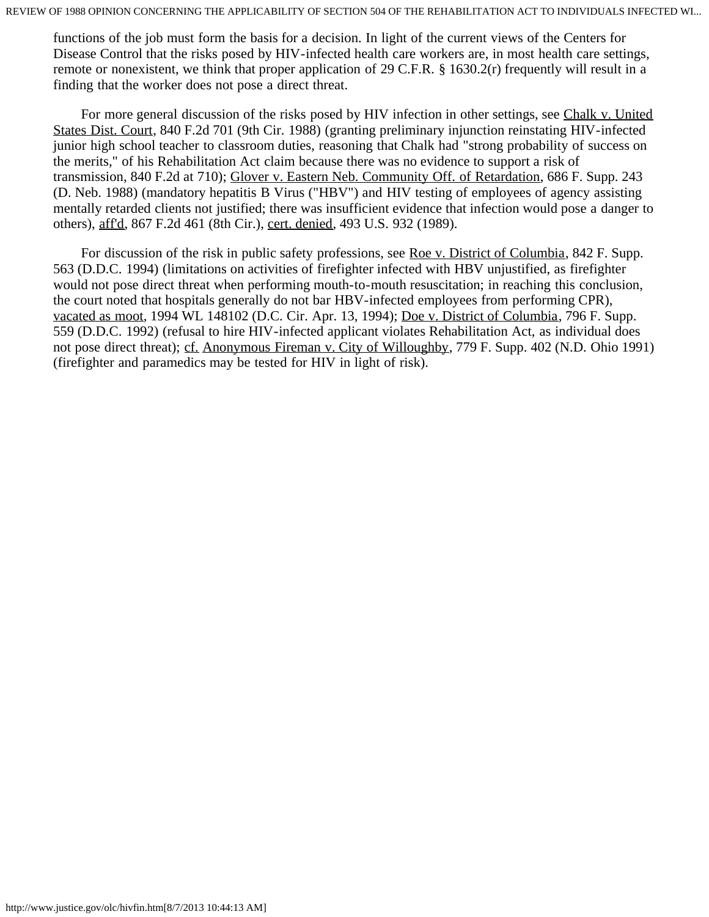functions of the job must form the basis for a decision. In light of the current views of the Centers for Disease Control that the risks posed by HIV-infected health care workers are, in most health care settings, remote or nonexistent, we think that proper application of 29 C.F.R. § 1630.2(r) frequently will result in a finding that the worker does not pose a direct threat.

For more general discussion of the risks posed by HIV infection in other settings, see Chalk v. United States Dist. Court, 840 F.2d 701 (9th Cir. 1988) (granting preliminary injunction reinstating HIV-infected junior high school teacher to classroom duties, reasoning that Chalk had "strong probability of success on the merits," of his Rehabilitation Act claim because there was no evidence to support a risk of transmission, 840 F.2d at 710); Glover v. Eastern Neb. Community Off. of Retardation, 686 F. Supp. 243 (D. Neb. 1988) (mandatory hepatitis B Virus ("HBV") and HIV testing of employees of agency assisting mentally retarded clients not justified; there was insufficient evidence that infection would pose a danger to others), aff'd, 867 F.2d 461 (8th Cir.), cert. denied, 493 U.S. 932 (1989).

For discussion of the risk in public safety professions, see Roe v. District of Columbia, 842 F. Supp. 563 (D.D.C. 1994) (limitations on activities of firefighter infected with HBV unjustified, as firefighter would not pose direct threat when performing mouth-to-mouth resuscitation; in reaching this conclusion, the court noted that hospitals generally do not bar HBV-infected employees from performing CPR), vacated as moot, 1994 WL 148102 (D.C. Cir. Apr. 13, 1994); Doe v. District of Columbia, 796 F. Supp. 559 (D.D.C. 1992) (refusal to hire HIV-infected applicant violates Rehabilitation Act, as individual does not pose direct threat); cf. Anonymous Fireman v. City of Willoughby, 779 F. Supp. 402 (N.D. Ohio 1991) (firefighter and paramedics may be tested for HIV in light of risk).